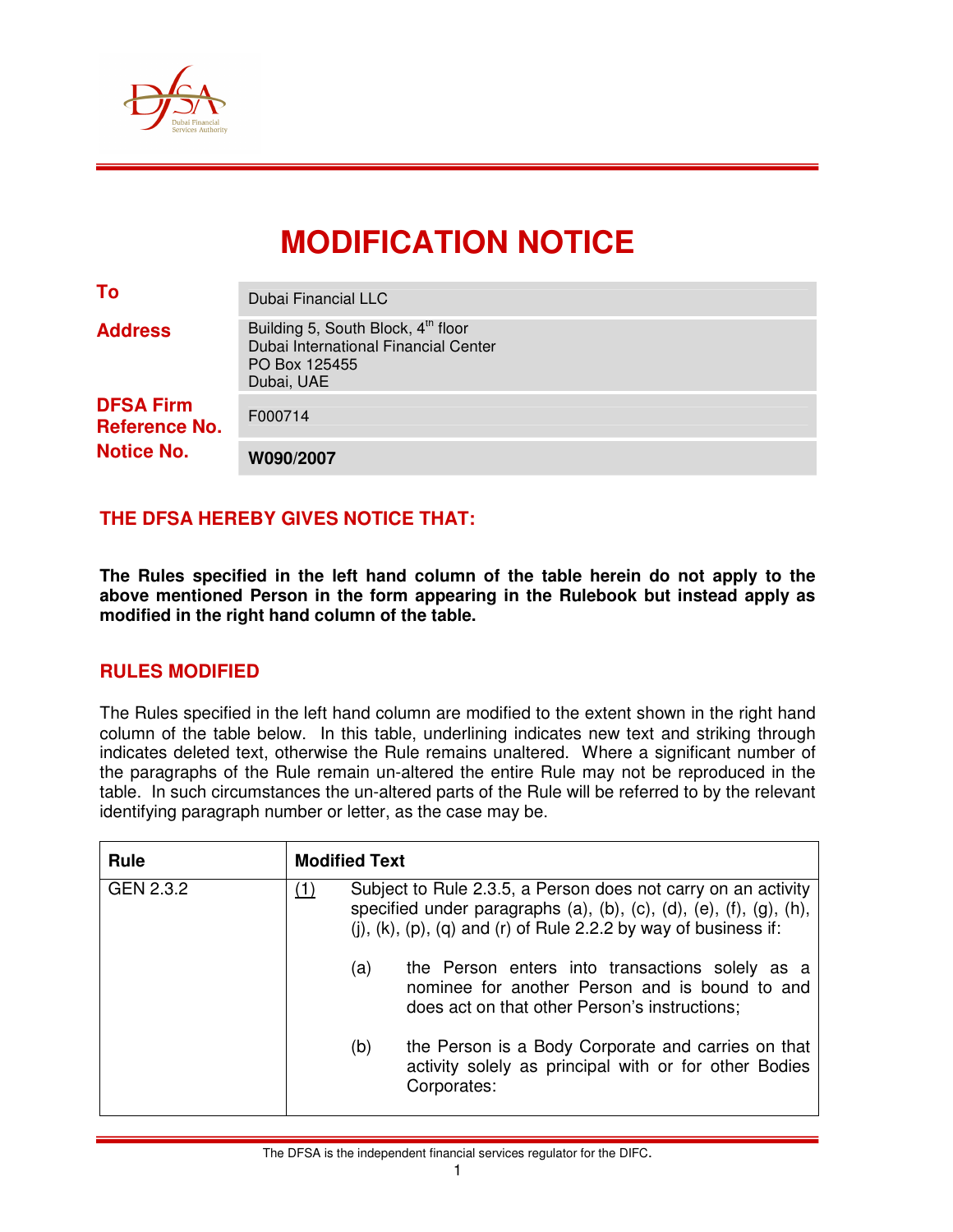# MODIFICATION NOTICE

| | |
|---|---|
| **To** | Dubai Financial LLC |
| **Address** | Building 5, South Block, 4th floor<br>Dubai International Financial Center<br>PO Box 125455<br>Dubai, UAE |
| **DFSA Firm Reference No.** | F000714 |
| **Notice No.** | **W090/2007** |

## THE DFSA HEREBY GIVES NOTICE THAT:

**The Rules specified in the left hand column of the table herein do not apply to the above mentioned Person in the form appearing in the Rulebook but instead apply as modified in the right hand column of the table.**

## RULES MODIFIED

The Rules specified in the left hand column are modified to the extent shown in the right hand column of the table below. In this table, underlining indicates new text and striking through indicates deleted text, otherwise the Rule remains unaltered. Where a significant number of the paragraphs of the Rule remain un-altered the entire Rule may not be reproduced in the table. In such circumstances the un-altered parts of the Rule will be referred to by the relevant identifying paragraph number or letter, as the case may be.

| Rule | Modified Text |
|---|---|
| GEN 2.3.2 | <u>(1)</u> Subject to Rule 2.3.5, a Person does not carry on an activity specified under paragraphs (a), (b), (c), (d), (e), (f), (g), (h), (j), (k), (p), (q) and (r) of Rule 2.2.2 by way of business if:<br><br>(a) the Person enters into transactions solely as a nominee for another Person and is bound to and does act on that other Person's instructions;<br><br>(b) the Person is a Body Corporate and carries on that activity solely as principal with or for other Bodies Corporates: |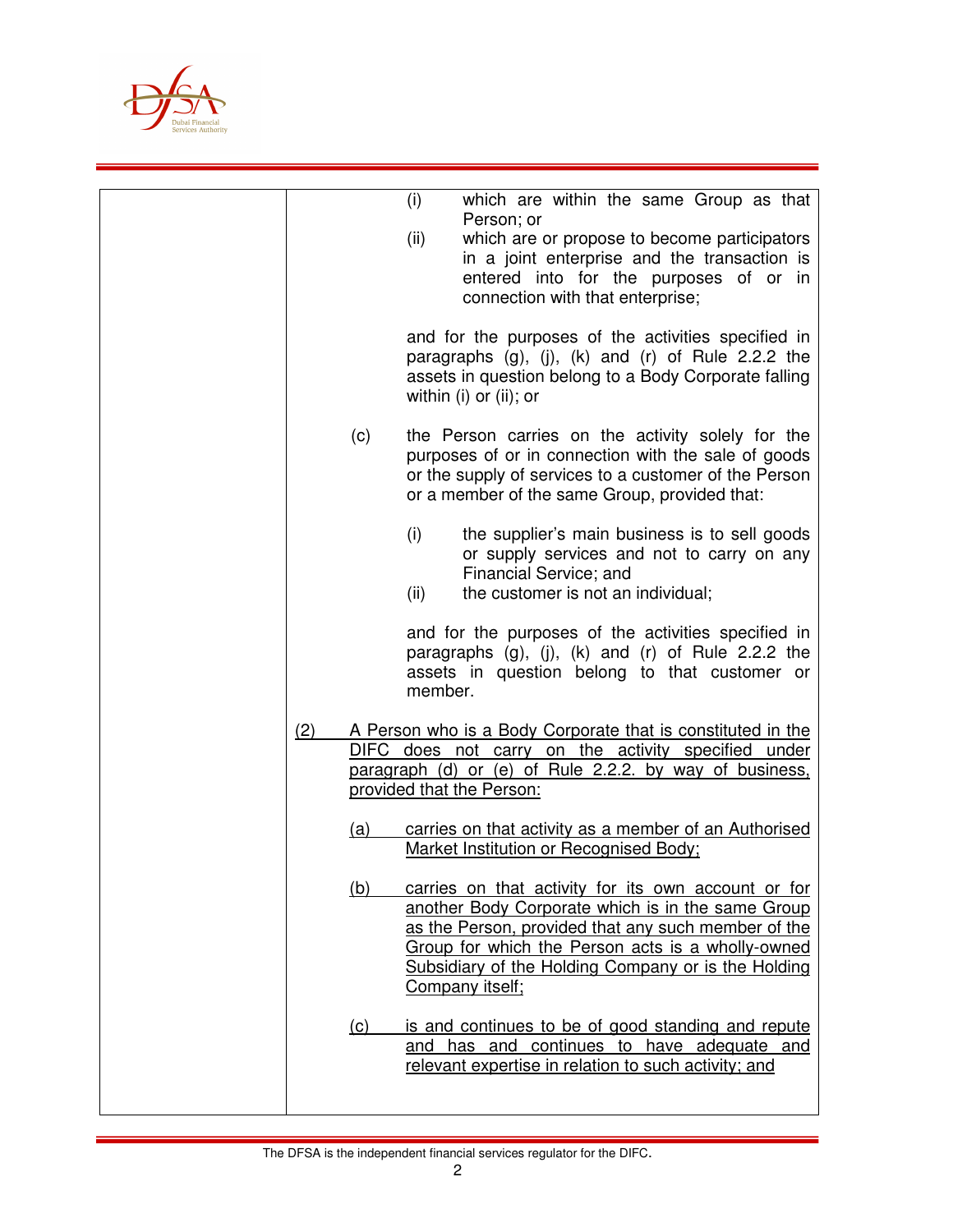| | |
|---|---|
| | (i) which are within the same Group as that Person; or<br>(ii) which are or propose to become participators in a joint enterprise and the transaction is entered into for the purposes of or in connection with that enterprise;<br><br>and for the purposes of the activities specified in paragraphs (g), (j), (k) and (r) of Rule 2.2.2 the assets in question belong to a Body Corporate falling within (i) or (ii); or<br><br>(c) the Person carries on the activity solely for the purposes of or in connection with the sale of goods or the supply of services to a customer of the Person or a member of the same Group, provided that:<br><br>(i) the supplier's main business is to sell goods or supply services and not to carry on any Financial Service; and<br>(ii) the customer is not an individual;<br><br>and for the purposes of the activities specified in paragraphs (g), (j), (k) and (r) of Rule 2.2.2 the assets in question belong to that customer or member.<br><br><u>(2) A Person who is a Body Corporate that is constituted in the DIFC does not carry on the activity specified under paragraph (d) or (e) of Rule 2.2.2. by way of business, provided that the Person:</u><br><br><u>(a) carries on that activity as a member of an Authorised Market Institution or Recognised Body;</u><br><br><u>(b) carries on that activity for its own account or for another Body Corporate which is in the same Group as the Person, provided that any such member of the Group for which the Person acts is a wholly-owned Subsidiary of the Holding Company or is the Holding Company itself;</u><br><br><u>(c) is and continues to be of good standing and repute and has and continues to have adequate and relevant expertise in relation to such activity; and</u> |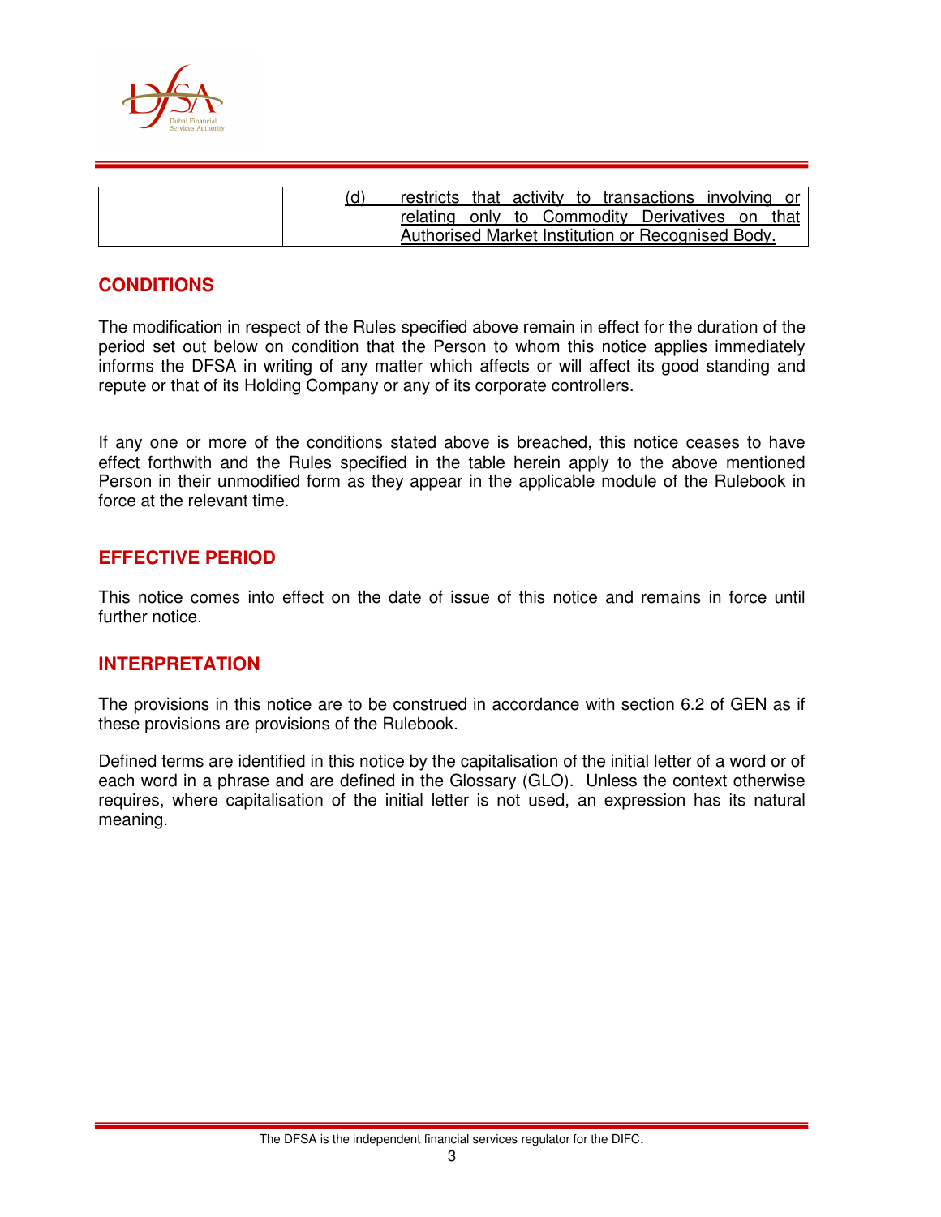| | |
|---|---|
| | (d) restricts that activity to transactions involving or relating only to Commodity Derivatives on that Authorised Market Institution or Recognised Body. |

## CONDITIONS

The modification in respect of the Rules specified above remain in effect for the duration of the period set out below on condition that the Person to whom this notice applies immediately informs the DFSA in writing of any matter which affects or will affect its good standing and repute or that of its Holding Company or any of its corporate controllers.

If any one or more of the conditions stated above is breached, this notice ceases to have effect forthwith and the Rules specified in the table herein apply to the above mentioned Person in their unmodified form as they appear in the applicable module of the Rulebook in force at the relevant time.

## EFFECTIVE PERIOD

This notice comes into effect on the date of issue of this notice and remains in force until further notice.

## INTERPRETATION

The provisions in this notice are to be construed in accordance with section 6.2 of GEN as if these provisions are provisions of the Rulebook.

Defined terms are identified in this notice by the capitalisation of the initial letter of a word or of each word in a phrase and are defined in the Glossary (GLO). Unless the context otherwise requires, where capitalisation of the initial letter is not used, an expression has its natural meaning.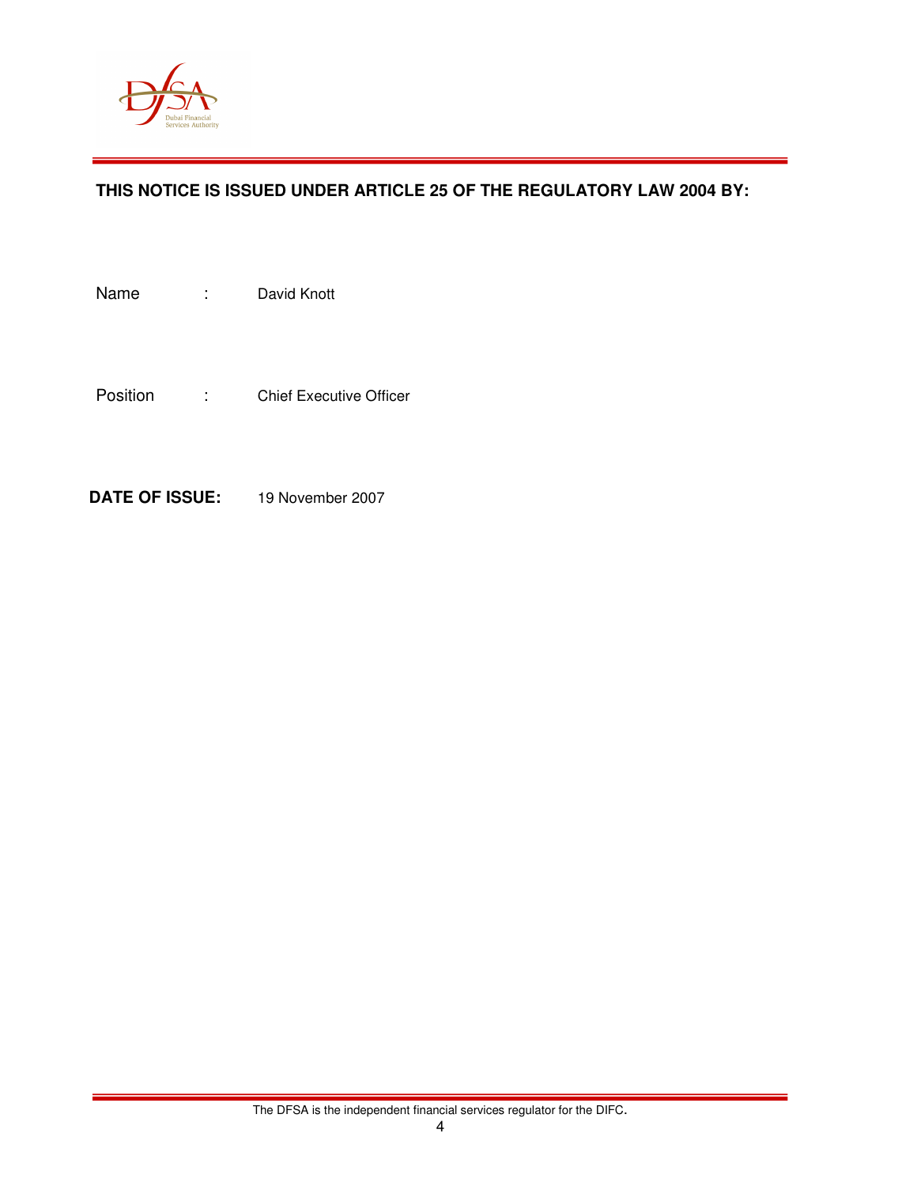**THIS NOTICE IS ISSUED UNDER ARTICLE 25 OF THE REGULATORY LAW 2004 BY:**

Name : David Knott

Position : Chief Executive Officer

**DATE OF ISSUE:** 19 November 2007

The DFSA is the independent financial services regulator for the DIFC.